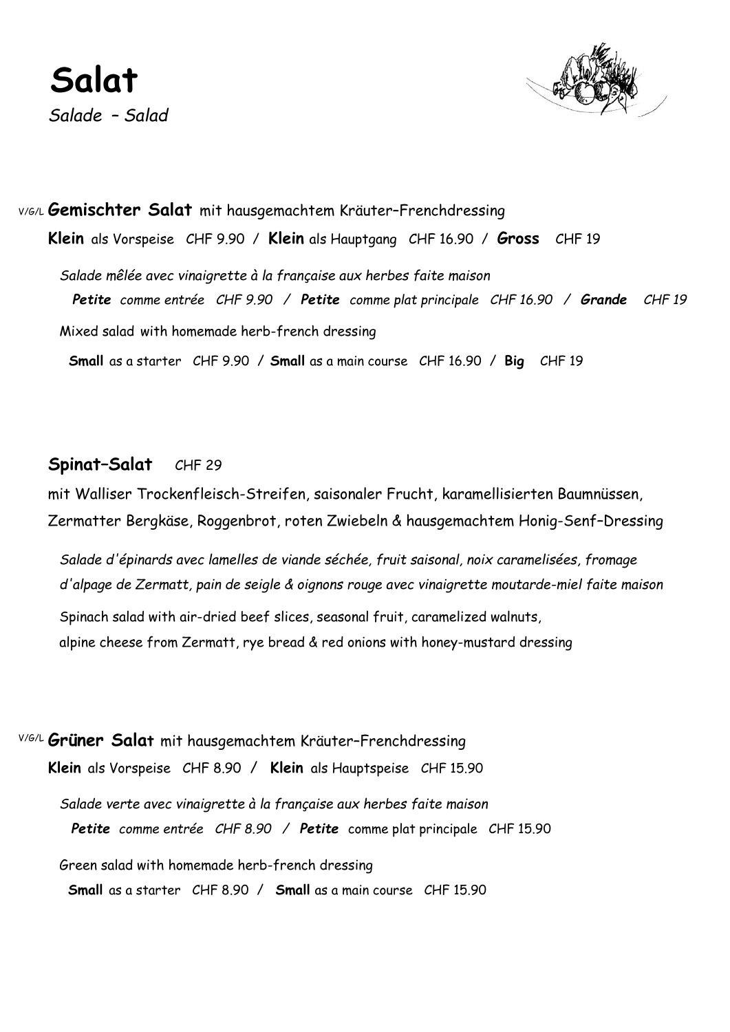# Salat

*Salade – Salad*

V/G/L **Gemischter Salat** mit hausgemachtem Kräuter–Frenchdressing

**Klein** als Vorspeise CHF 9.90 / **Klein** als Hauptgang CHF 16.90 / **Gross** CHF 19

*Salade mêlée avec vinaigrette à la française aux herbes faite maison*

***Petite** comme entrée CHF 9.90 / **Petite** comme plat principale CHF 16.90 / **Grande** CHF 19*

Mixed salad with homemade herb-french dressing

**Small** as a starter CHF 9.90 / **Small** as a main course CHF 16.90 / **Big** CHF 19

## **Spinat–Salat** CHF 29

mit Walliser Trockenfleisch-Streifen, saisonaler Frucht, karamellisierten Baumnüssen, Zermatter Bergkäse, Roggenbrot, roten Zwiebeln & hausgemachtem Honig-Senf–Dressing

*Salade d'épinards avec lamelles de viande séchée, fruit saisonal, noix caramelisées, fromage d'alpage de Zermatt, pain de seigle & oignons rouge avec vinaigrette moutarde-miel faite maison*

Spinach salad with air-dried beef slices, seasonal fruit, caramelized walnuts, alpine cheese from Zermatt, rye bread & red onions with honey-mustard dressing

V/G/L **Grüner Salat** mit hausgemachtem Kräuter–Frenchdressing

**Klein** als Vorspeise CHF 8.90 / **Klein** als Hauptspeise CHF 15.90

*Salade verte avec vinaigrette à la française aux herbes faite maison*

***Petite** comme entrée CHF 8.90 /* ***Petite*** comme plat principale CHF 15.90

Green salad with homemade herb-french dressing

**Small** as a starter CHF 8.90 / **Small** as a main course CHF 15.90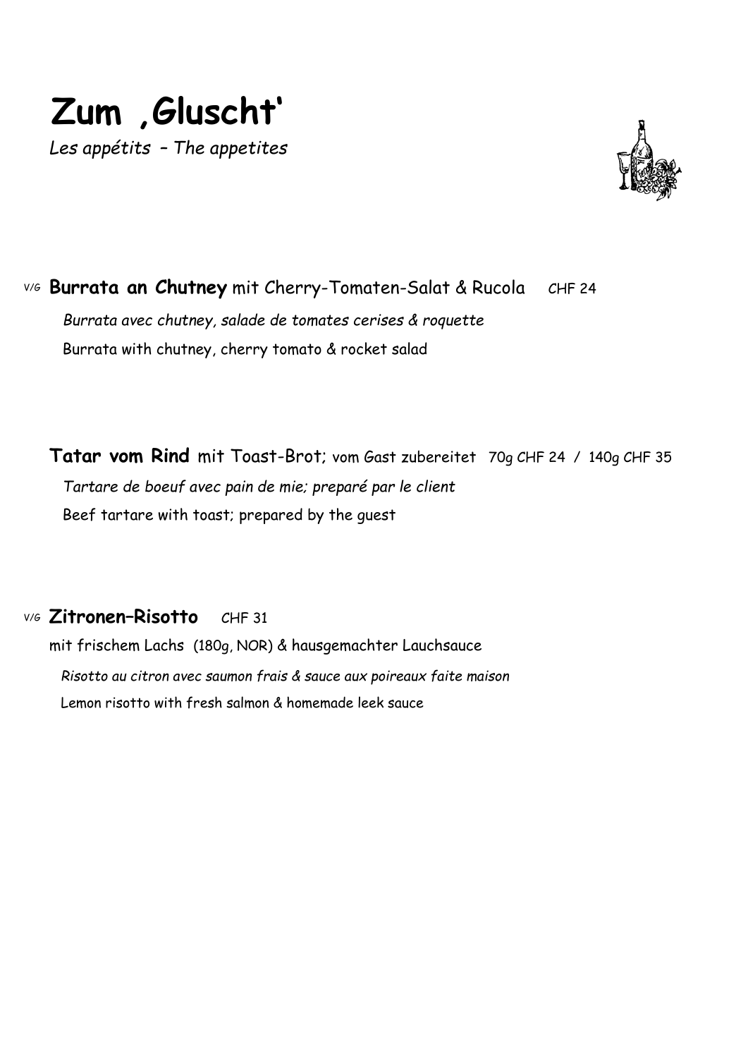# Zum ‚Gluscht'

*Les appétits – The appetites*

V/G **Burrata an Chutney** mit Cherry-Tomaten-Salat & Rucola CHF 24

*Burrata avec chutney, salade de tomates cerises & roquette*

Burrata with chutney, cherry tomato & rocket salad

**Tatar vom Rind** mit Toast-Brot; vom Gast zubereitet 70g CHF 24 / 140g CHF 35

*Tartare de boeuf avec pain de mie; preparé par le client*

Beef tartare with toast; prepared by the guest

V/G **Zitronen–Risotto** CHF 31

mit frischem Lachs (180g, NOR) & hausgemachter Lauchsauce

*Risotto au citron avec saumon frais & sauce aux poireaux faite maison*

Lemon risotto with fresh salmon & homemade leek sauce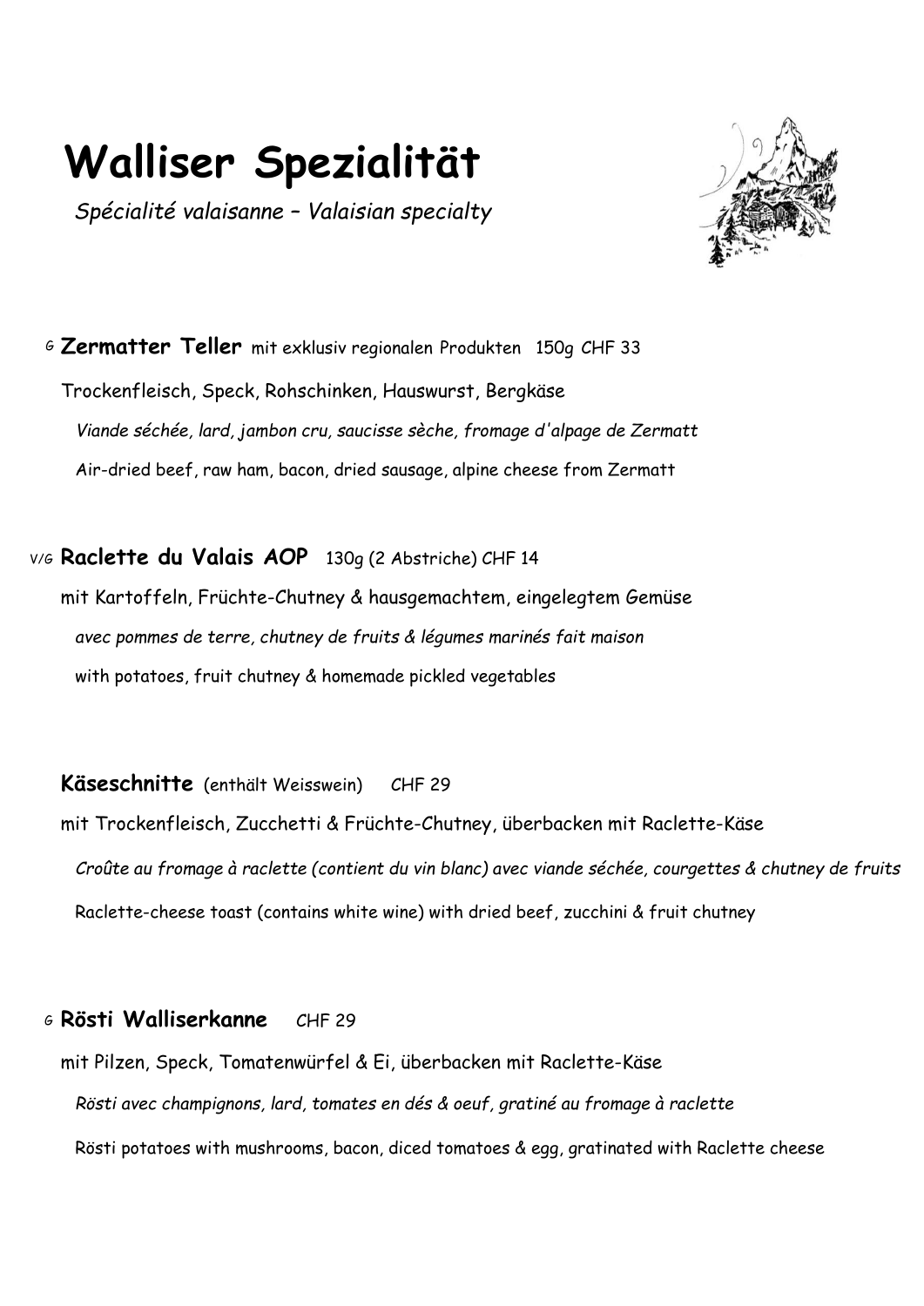# Walliser Spezialität

*Spécialité valaisanne – Valaisian specialty*

G **Zermatter Teller** mit exklusiv regionalen Produkten 150g CHF 33

Trockenfleisch, Speck, Rohschinken, Hauswurst, Bergkäse

*Viande séchée, lard, jambon cru, saucisse sèche, fromage d'alpage de Zermatt*

Air-dried beef, raw ham, bacon, dried sausage, alpine cheese from Zermatt

V/G **Raclette du Valais AOP** 130g (2 Abstriche) CHF 14

mit Kartoffeln, Früchte-Chutney & hausgemachtem, eingelegtem Gemüse

*avec pommes de terre, chutney de fruits & légumes marinés fait maison*

with potatoes, fruit chutney & homemade pickled vegetables

**Käseschnitte** (enthält Weisswein) CHF 29

mit Trockenfleisch, Zucchetti & Früchte-Chutney, überbacken mit Raclette-Käse

*Croûte au fromage à raclette (contient du vin blanc) avec viande séchée, courgettes & chutney de fruits*

Raclette-cheese toast (contains white wine) with dried beef, zucchini & fruit chutney

G **Rösti Walliserkanne** CHF 29

mit Pilzen, Speck, Tomatenwürfel & Ei, überbacken mit Raclette-Käse

*Rösti avec champignons, lard, tomates en dés & oeuf, gratiné au fromage à raclette*

Rösti potatoes with mushrooms, bacon, diced tomatoes & egg, gratinated with Raclette cheese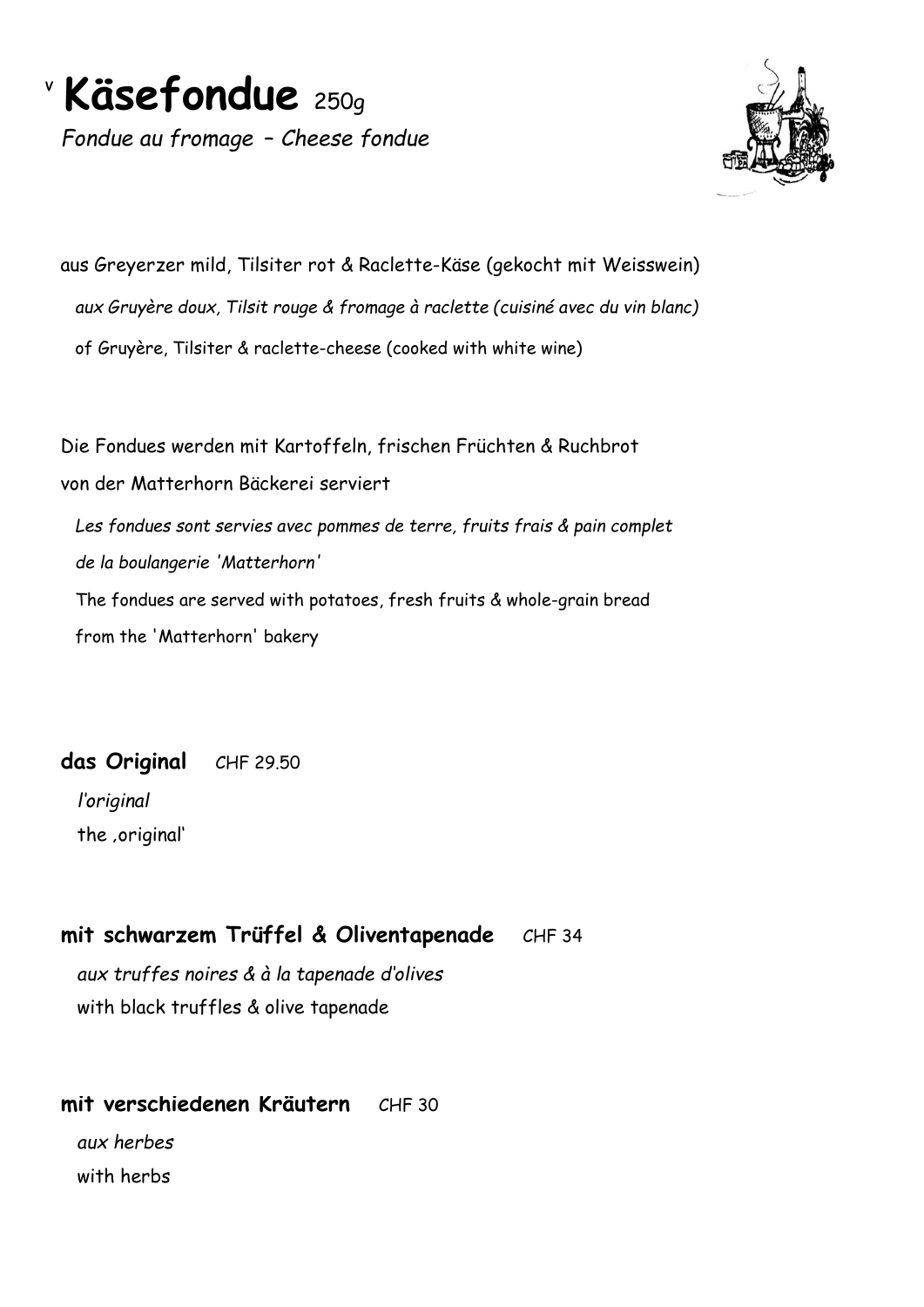# ^v^ Käsefondue 250g

*Fondue au fromage – Cheese fondue*

aus Greyerzer mild, Tilsiter rot & Raclette-Käse (gekocht mit Weisswein)

*aux Gruyère doux, Tilsit rouge & fromage à raclette (cuisiné avec du vin blanc)*

of Gruyère, Tilsiter & raclette-cheese (cooked with white wine)

Die Fondues werden mit Kartoffeln, frischen Früchten & Ruchbrot von der Matterhorn Bäckerei serviert

*Les fondues sont servies avec pommes de terre, fruits frais & pain complet de la boulangerie 'Matterhorn'*

The fondues are served with potatoes, fresh fruits & whole-grain bread from the 'Matterhorn' bakery

**das Original** CHF 29.50

*l'original*

the ‚original'

**mit schwarzem Trüffel & Oliventapenade** CHF 34

*aux truffes noires & à la tapenade d'olives*

with black truffles & olive tapenade

**mit verschiedenen Kräutern** CHF 30

*aux herbes*

with herbs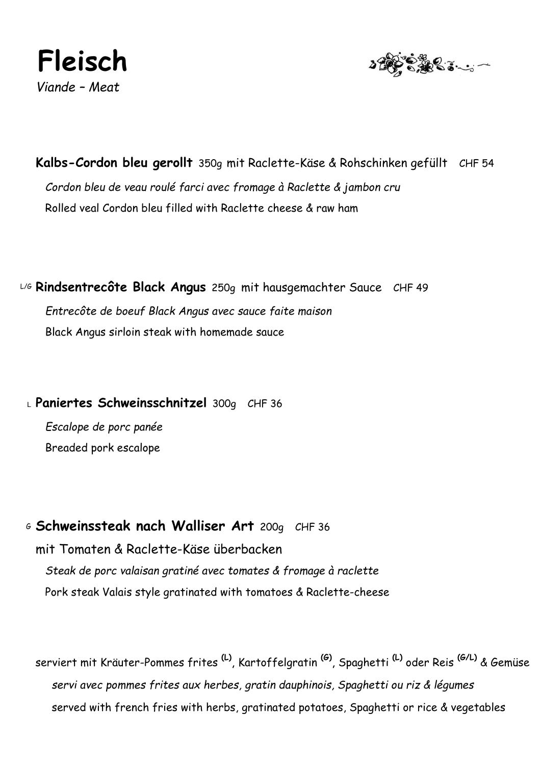# Fleisch

*Viande – Meat*

**Kalbs-Cordon bleu gerollt** 350g mit Raclette-Käse & Rohschinken gefüllt CHF 54

*Cordon bleu de veau roulé farci avec fromage à Raclette & jambon cru*

Rolled veal Cordon bleu filled with Raclette cheese & raw ham

L/G **Rindsentrecôte Black Angus** 250g mit hausgemachter Sauce CHF 49

*Entrecôte de boeuf Black Angus avec sauce faite maison*

Black Angus sirloin steak with homemade sauce

L **Paniertes Schweinsschnitzel** 300g CHF 36

*Escalope de porc panée*

Breaded pork escalope

G **Schweinssteak nach Walliser Art** 200g CHF 36

mit Tomaten & Raclette-Käse überbacken

*Steak de porc valaisan gratiné avec tomates & fromage à raclette*

Pork steak Valais style gratinated with tomatoes & Raclette-cheese

serviert mit Kräuter-Pommes frites (L), Kartoffelgratin (G), Spaghetti (L) oder Reis (G/L) & Gemüse

*servi avec pommes frites aux herbes, gratin dauphinois, Spaghetti ou riz & légumes*

served with french fries with herbs, gratinated potatoes, Spaghetti or rice & vegetables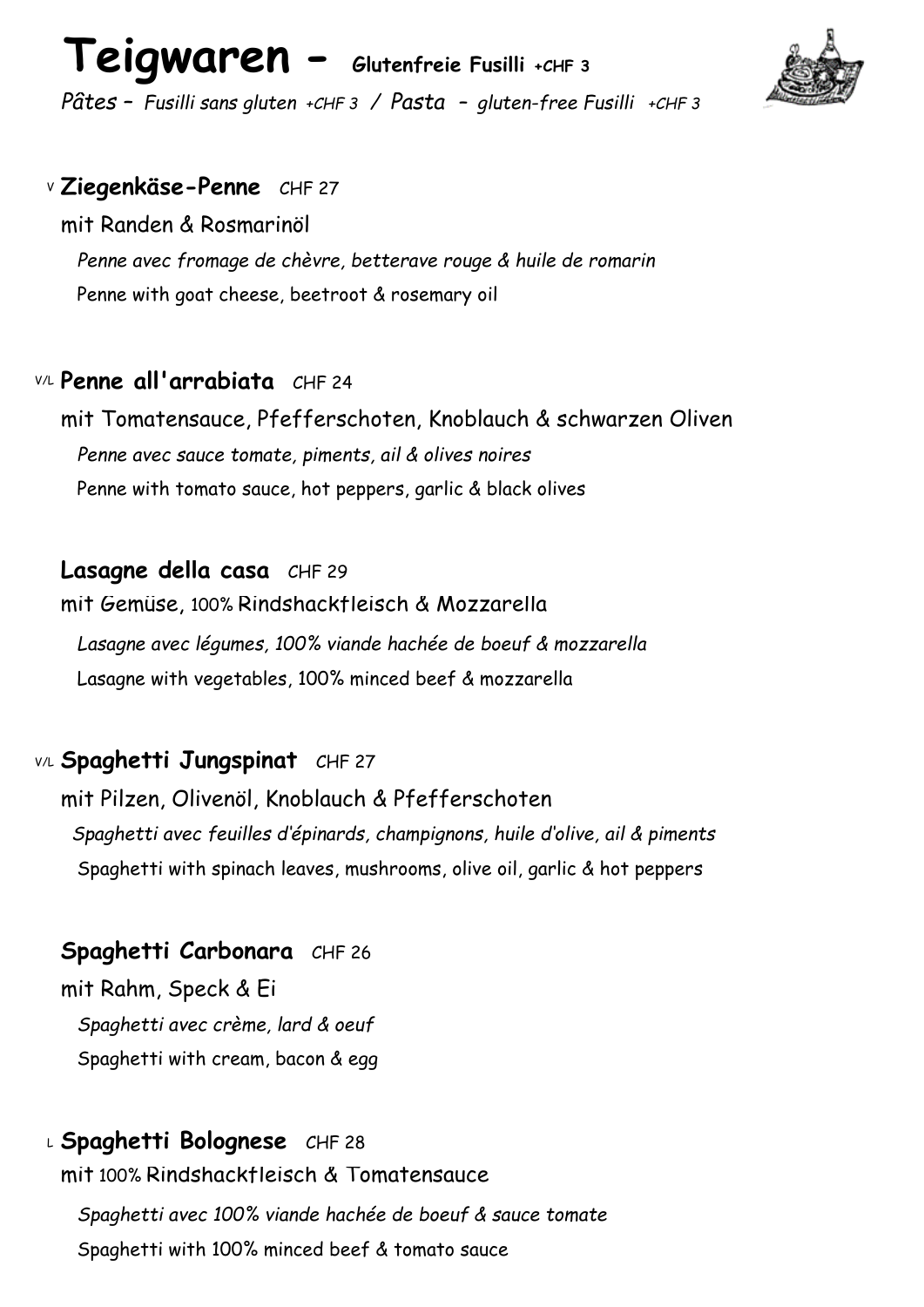# Teigwaren – Glutenfreie Fusilli +CHF 3

*Pâtes – Fusilli sans gluten +CHF 3* / *Pasta – gluten-free Fusilli +CHF 3*

V **Ziegenkäse-Penne** CHF 27

mit Randen & Rosmarinöl

*Penne avec fromage de chèvre, betterave rouge & huile de romarin*

Penne with goat cheese, beetroot & rosemary oil

V/L **Penne all'arrabiata** CHF 24

mit Tomatensauce, Pfefferschoten, Knoblauch & schwarzen Oliven

*Penne avec sauce tomate, piments, ail & olives noires*

Penne with tomato sauce, hot peppers, garlic & black olives

**Lasagne della casa** CHF 29

mit Gemüse, 100% Rindshackfleisch & Mozzarella

*Lasagne avec légumes, 100% viande hachée de boeuf & mozzarella*

Lasagne with vegetables, 100% minced beef & mozzarella

V/L **Spaghetti Jungspinat** CHF 27

mit Pilzen, Olivenöl, Knoblauch & Pfefferschoten

*Spaghetti avec feuilles d'épinards, champignons, huile d'olive, ail & piments*

Spaghetti with spinach leaves, mushrooms, olive oil, garlic & hot peppers

**Spaghetti Carbonara** CHF 26

mit Rahm, Speck & Ei

*Spaghetti avec crème, lard & oeuf*

Spaghetti with cream, bacon & egg

L **Spaghetti Bolognese** CHF 28

mit 100% Rindshackfleisch & Tomatensauce

*Spaghetti avec 100% viande hachée de boeuf & sauce tomate*

Spaghetti with 100% minced beef & tomato sauce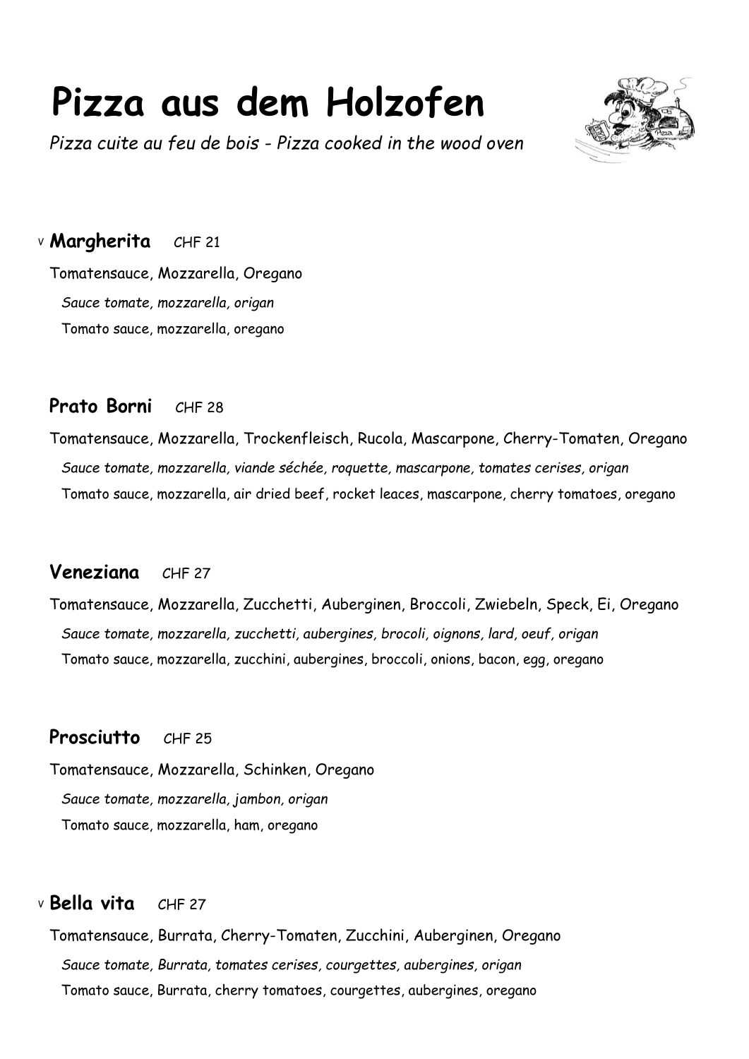# Pizza aus dem Holzofen

*Pizza cuite au feu de bois - Pizza cooked in the wood oven*

v **Margherita** CHF 21

Tomatensauce, Mozzarella, Oregano

*Sauce tomate, mozzarella, origan*

Tomato sauce, mozzarella, oregano

**Prato Borni** CHF 28

Tomatensauce, Mozzarella, Trockenfleisch, Rucola, Mascarpone, Cherry-Tomaten, Oregano

*Sauce tomate, mozzarella, viande séchée, roquette, mascarpone, tomates cerises, origan*

Tomato sauce, mozzarella, air dried beef, rocket leaces, mascarpone, cherry tomatoes, oregano

**Veneziana** CHF 27

Tomatensauce, Mozzarella, Zucchetti, Auberginen, Broccoli, Zwiebeln, Speck, Ei, Oregano

*Sauce tomate, mozzarella, zucchetti, aubergines, brocoli, oignons, lard, oeuf, origan*

Tomato sauce, mozzarella, zucchini, aubergines, broccoli, onions, bacon, egg, oregano

**Prosciutto** CHF 25

Tomatensauce, Mozzarella, Schinken, Oregano

*Sauce tomate, mozzarella, jambon, origan*

Tomato sauce, mozzarella, ham, oregano

v **Bella vita** CHF 27

Tomatensauce, Burrata, Cherry-Tomaten, Zucchini, Auberginen, Oregano

*Sauce tomate, Burrata, tomates cerises, courgettes, aubergines, origan*

Tomato sauce, Burrata, cherry tomatoes, courgettes, aubergines, oregano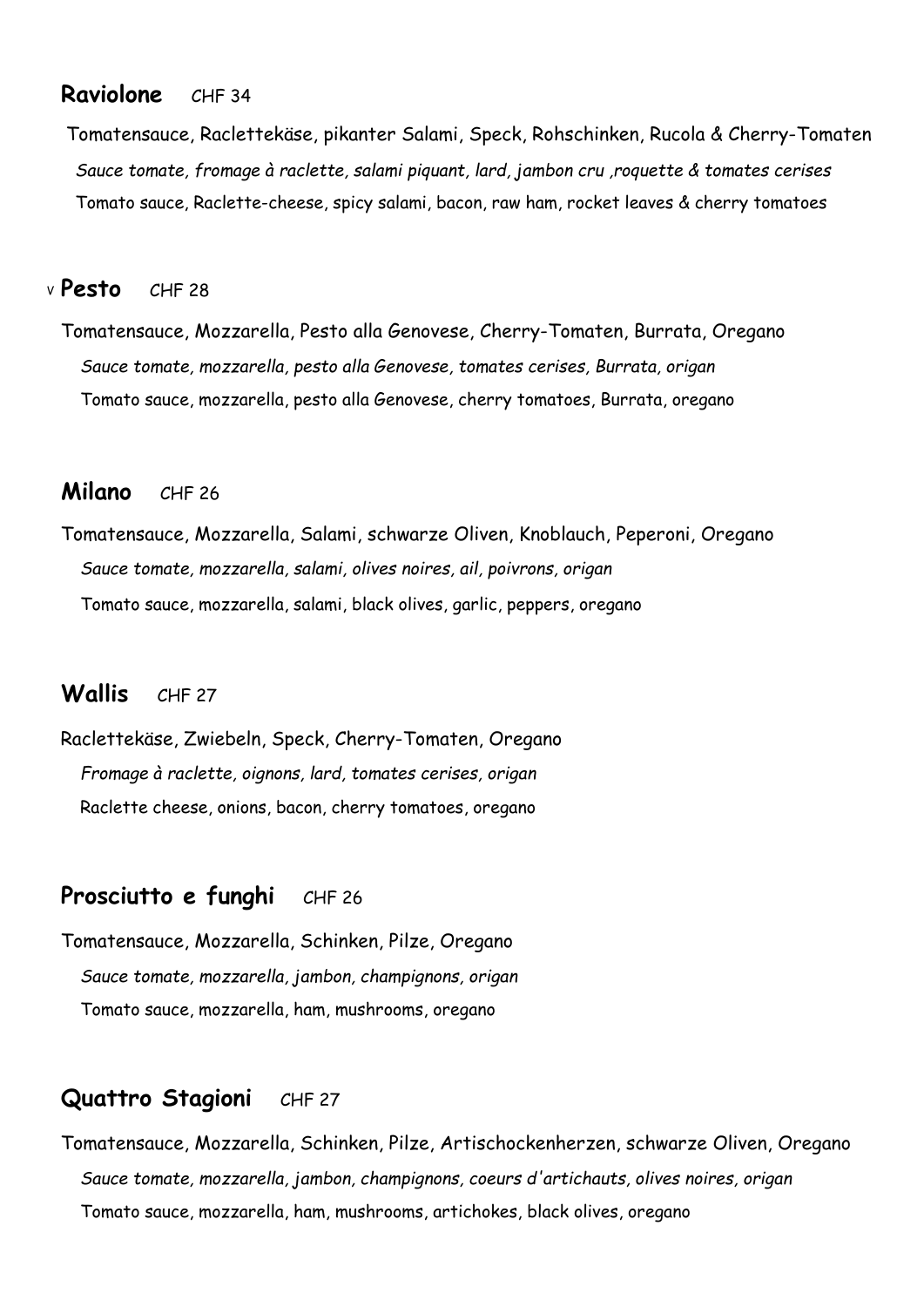## Raviolone CHF 34

Tomatensauce, Raclettekäse, pikanter Salami, Speck, Rohschinken, Rucola & Cherry-Tomaten

*Sauce tomate, fromage à raclette, salami piquant, lard, jambon cru ,roquette & tomates cerises*

Tomato sauce, Raclette-cheese, spicy salami, bacon, raw ham, rocket leaves & cherry tomatoes

## V Pesto CHF 28

Tomatensauce, Mozzarella, Pesto alla Genovese, Cherry-Tomaten, Burrata, Oregano

*Sauce tomate, mozzarella, pesto alla Genovese, tomates cerises, Burrata, origan*

Tomato sauce, mozzarella, pesto alla Genovese, cherry tomatoes, Burrata, oregano

## Milano CHF 26

Tomatensauce, Mozzarella, Salami, schwarze Oliven, Knoblauch, Peperoni, Oregano

*Sauce tomate, mozzarella, salami, olives noires, ail, poivrons, origan*

Tomato sauce, mozzarella, salami, black olives, garlic, peppers, oregano

## Wallis CHF 27

Raclettekäse, Zwiebeln, Speck, Cherry-Tomaten, Oregano

*Fromage à raclette, oignons, lard, tomates cerises, origan*

Raclette cheese, onions, bacon, cherry tomatoes, oregano

## Prosciutto e funghi CHF 26

Tomatensauce, Mozzarella, Schinken, Pilze, Oregano

*Sauce tomate, mozzarella, jambon, champignons, origan*

Tomato sauce, mozzarella, ham, mushrooms, oregano

## Quattro Stagioni CHF 27

Tomatensauce, Mozzarella, Schinken, Pilze, Artischockenherzen, schwarze Oliven, Oregano

*Sauce tomate, mozzarella, jambon, champignons, coeurs d'artichauts, olives noires, origan*

Tomato sauce, mozzarella, ham, mushrooms, artichokes, black olives, oregano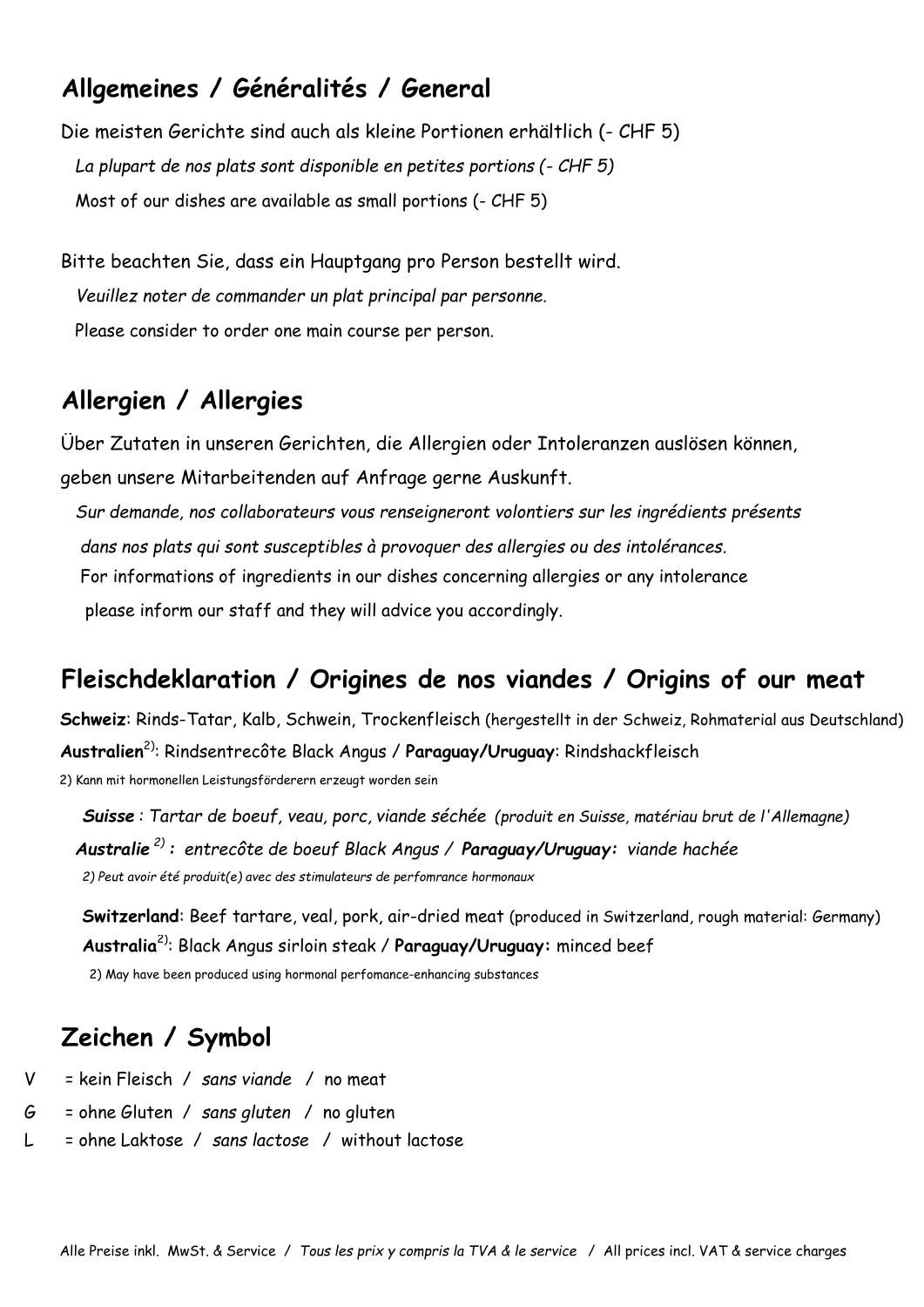## Allgemeines / Généralités / General

Die meisten Gerichte sind auch als kleine Portionen erhältlich (- CHF 5)

*La plupart de nos plats sont disponible en petites portions (- CHF 5)*

Most of our dishes are available as small portions (- CHF 5)

Bitte beachten Sie, dass ein Hauptgang pro Person bestellt wird.

*Veuillez noter de commander un plat principal par personne.*

Please consider to order one main course per person.

## Allergien / Allergies

Über Zutaten in unseren Gerichten, die Allergien oder Intoleranzen auslösen können, geben unsere Mitarbeitenden auf Anfrage gerne Auskunft.

*Sur demande, nos collaborateurs vous renseigneront volontiers sur les ingrédients présents dans nos plats qui sont susceptibles à provoquer des allergies ou des intolérances.*

For informations of ingredients in our dishes concerning allergies or any intolerance please inform our staff and they will advice you accordingly.

## Fleischdeklaration / Origines de nos viandes / Origins of our meat

**Schweiz**: Rinds-Tatar, Kalb, Schwein, Trockenfleisch (hergestellt in der Schweiz, Rohmaterial aus Deutschland)

**Australien**[2)]: Rindsentrecôte Black Angus / **Paraguay/Uruguay**: Rindshackfleisch

2) Kann mit hormonellen Leistungsförderern erzeugt worden sein

***Suisse** : Tartar de boeuf, veau, porc, viande séchée (produit en Suisse, matériau brut de l'Allemagne)*

***Australie** [2)] **:** entrecôte de boeuf Black Angus / **Paraguay/Uruguay:** viande hachée*

*2) Peut avoir été produit(e) avec des stimulateurs de perfomrance hormonaux*

**Switzerland**: Beef tartare, veal, pork, air-dried meat (produced in Switzerland, rough material: Germany)

**Australia**[2)]: Black Angus sirloin steak / **Paraguay/Uruguay:** minced beef

2) May have been produced using hormonal perfomance-enhancing substances

## Zeichen / Symbol

V = kein Fleisch / *sans viande* / no meat

G = ohne Gluten / *sans gluten* / no gluten

L = ohne Laktose / *sans lactose* / without lactose

Alle Preise inkl. MwSt. & Service / *Tous les prix y compris la TVA & le service* / All prices incl. VAT & service charges